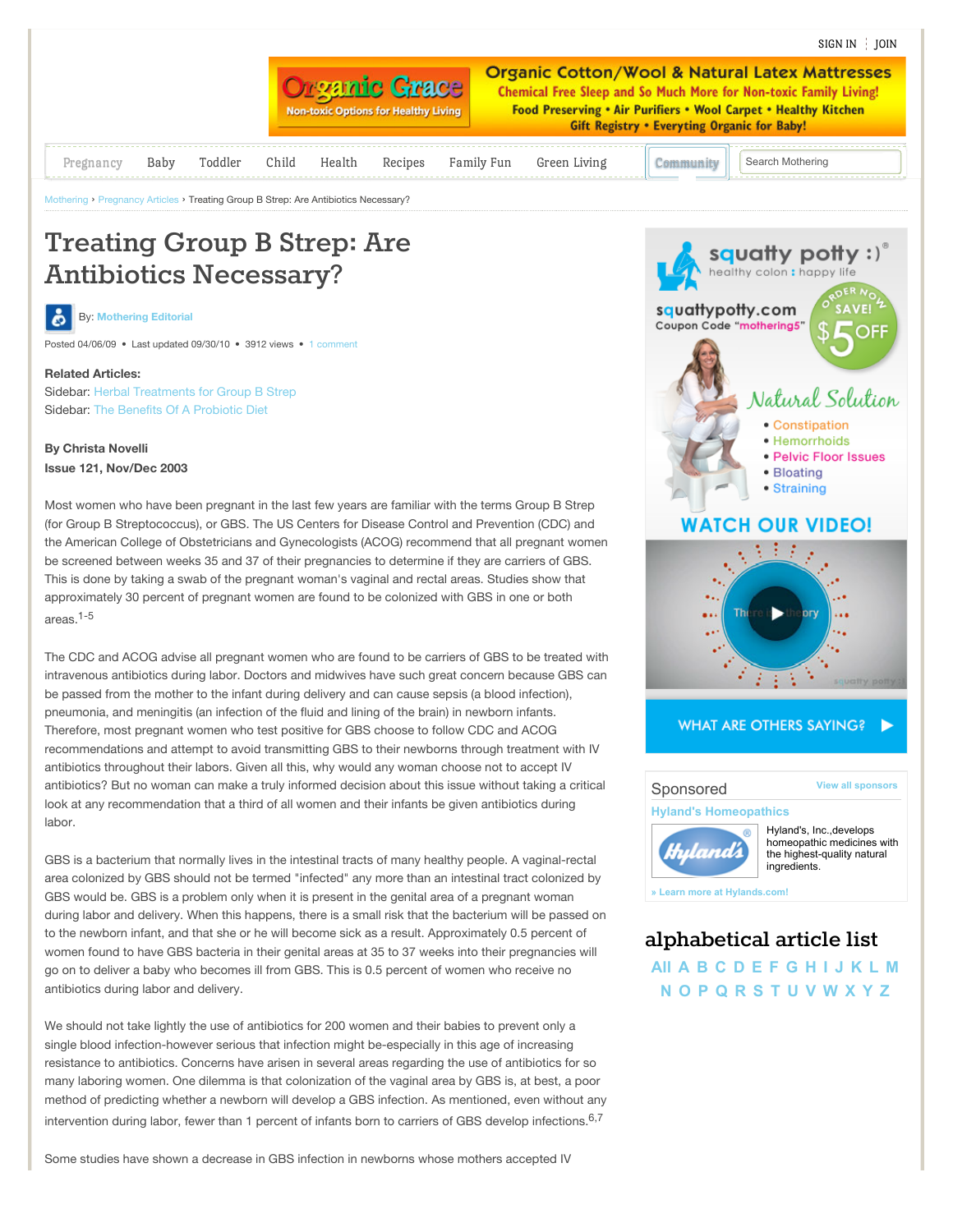# Treating Group B Strep: Are Antibiotics Necessary?

By: Mothering Editorial

Posted 04/06/09 • Last updated 09/30/10 • 3912 views • 1 comment

**Related Articles:**
Sidebar: Herbal Treatments for Group B Strep
Sidebar: The Benefits Of A Probiotic Diet

**By Christa Novelli**
**Issue 121, Nov/Dec 2003**

Most women who have been pregnant in the last few years are familiar with the terms Group B Strep (for Group B Streptococcus), or GBS. The US Centers for Disease Control and Prevention (CDC) and the American College of Obstetricians and Gynecologists (ACOG) recommend that all pregnant women be screened between weeks 35 and 37 of their pregnancies to determine if they are carriers of GBS. This is done by taking a swab of the pregnant woman's vaginal and rectal areas. Studies show that approximately 30 percent of pregnant women are found to be colonized with GBS in one or both areas.[1-5]

The CDC and ACOG advise all pregnant women who are found to be carriers of GBS to be treated with intravenous antibiotics during labor. Doctors and midwives have such great concern because GBS can be passed from the mother to the infant during delivery and can cause sepsis (a blood infection), pneumonia, and meningitis (an infection of the fluid and lining of the brain) in newborn infants. Therefore, most pregnant women who test positive for GBS choose to follow CDC and ACOG recommendations and attempt to avoid transmitting GBS to their newborns through treatment with IV antibiotics throughout their labors. Given all this, why would any woman choose not to accept IV antibiotics? But no woman can make a truly informed decision about this issue without taking a critical look at any recommendation that a third of all women and their infants be given antibiotics during labor.

GBS is a bacterium that normally lives in the intestinal tracts of many healthy people. A vaginal-rectal area colonized by GBS should not be termed "infected" any more than an intestinal tract colonized by GBS would be. GBS is a problem only when it is present in the genital area of a pregnant woman during labor and delivery. When this happens, there is a small risk that the bacterium will be passed on to the newborn infant, and that she or he will become sick as a result. Approximately 0.5 percent of women found to have GBS bacteria in their genital areas at 35 to 37 weeks into their pregnancies will go on to deliver a baby who becomes ill from GBS. This is 0.5 percent of women who receive no antibiotics during labor and delivery.

We should not take lightly the use of antibiotics for 200 women and their babies to prevent only a single blood infection-however serious that infection might be-especially in this age of increasing resistance to antibiotics. Concerns have arisen in several areas regarding the use of antibiotics for so many laboring women. One dilemma is that colonization of the vaginal area by GBS is, at best, a poor method of predicting whether a newborn will develop a GBS infection. As mentioned, even without any intervention during labor, fewer than 1 percent of infants born to carriers of GBS develop infections.[6,7]

Some studies have shown a decrease in GBS infection in newborns whose mothers accepted IV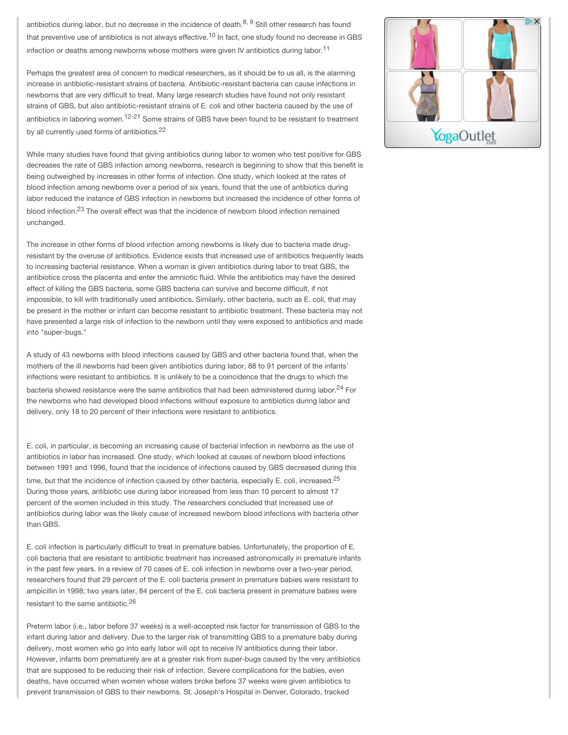antibiotics during labor, but no decrease in the incidence of death.[8, 9] Still other research has found that preventive use of antibiotics is not always effective.[10] In fact, one study found no decrease in GBS infection or deaths among newborns whose mothers were given IV antibiotics during labor.[11]

Perhaps the greatest area of concern to medical researchers, as it should be to us all, is the alarming increase in antibiotic-resistant strains of bacteria. Antibiotic-resistant bacteria can cause infections in newborns that are very difficult to treat. Many large research studies have found not only resistant strains of GBS, but also antibiotic-resistant strains of E. coli and other bacteria caused by the use of antibiotics in laboring women.[12-21] Some strains of GBS have been found to be resistant to treatment by all currently used forms of antibiotics.[22]

While many studies have found that giving antibiotics during labor to women who test positive for GBS decreases the rate of GBS infection among newborns, research is beginning to show that this benefit is being outweighed by increases in other forms of infection. One study, which looked at the rates of blood infection among newborns over a period of six years, found that the use of antibiotics during labor reduced the instance of GBS infection in newborns but increased the incidence of other forms of blood infection.[23] The overall effect was that the incidence of newborn blood infection remained unchanged.

The increase in other forms of blood infection among newborns is likely due to bacteria made drug-resistant by the overuse of antibiotics. Evidence exists that increased use of antibiotics frequently leads to increasing bacterial resistance. When a woman is given antibiotics during labor to treat GBS, the antibiotics cross the placenta and enter the amniotic fluid. While the antibiotics may have the desired effect of killing the GBS bacteria, some GBS bacteria can survive and become difficult, if not impossible, to kill with traditionally used antibiotics. Similarly, other bacteria, such as E. coli, that may be present in the mother or infant can become resistant to antibiotic treatment. These bacteria may not have presented a large risk of infection to the newborn until they were exposed to antibiotics and made into "super-bugs."

A study of 43 newborns with blood infections caused by GBS and other bacteria found that, when the mothers of the ill newborns had been given antibiotics during labor, 88 to 91 percent of the infants' infections were resistant to antibiotics. It is unlikely to be a coincidence that the drugs to which the bacteria showed resistance were the same antibiotics that had been administered during labor.[24] For the newborns who had developed blood infections without exposure to antibiotics during labor and delivery, only 18 to 20 percent of their infections were resistant to antibiotics.

E. coli, in particular, is becoming an increasing cause of bacterial infection in newborns as the use of antibiotics in labor has increased. One study, which looked at causes of newborn blood infections between 1991 and 1996, found that the incidence of infections caused by GBS decreased during this time, but that the incidence of infection caused by other bacteria, especially E. coli, increased.[25] During those years, antibiotic use during labor increased from less than 10 percent to almost 17 percent of the women included in this study. The researchers concluded that increased use of antibiotics during labor was the likely cause of increased newborn blood infections with bacteria other than GBS.

E. coli infection is particularly difficult to treat in premature babies. Unfortunately, the proportion of E. coli bacteria that are resistant to antibiotic treatment has increased astronomically in premature infants in the past few years. In a review of 70 cases of E. coli infection in newborns over a two-year period, researchers found that 29 percent of the E. coli bacteria present in premature babies were resistant to ampicillin in 1998; two years later, 84 percent of the E. coli bacteria present in premature babies were resistant to the same antibiotic.[26]

Preterm labor (i.e., labor before 37 weeks) is a well-accepted risk factor for transmission of GBS to the infant during labor and delivery. Due to the larger risk of transmitting GBS to a premature baby during delivery, most women who go into early labor will opt to receive IV antibiotics during their labor. However, infants born prematurely are at a greater risk from super-bugs caused by the very antibiotics that are supposed to be reducing their risk of infection. Severe complications for the babies, even deaths, have occurred when women whose waters broke before 37 weeks were given antibiotics to prevent transmission of GBS to their newborns. St. Joseph's Hospital in Denver, Colorado, tracked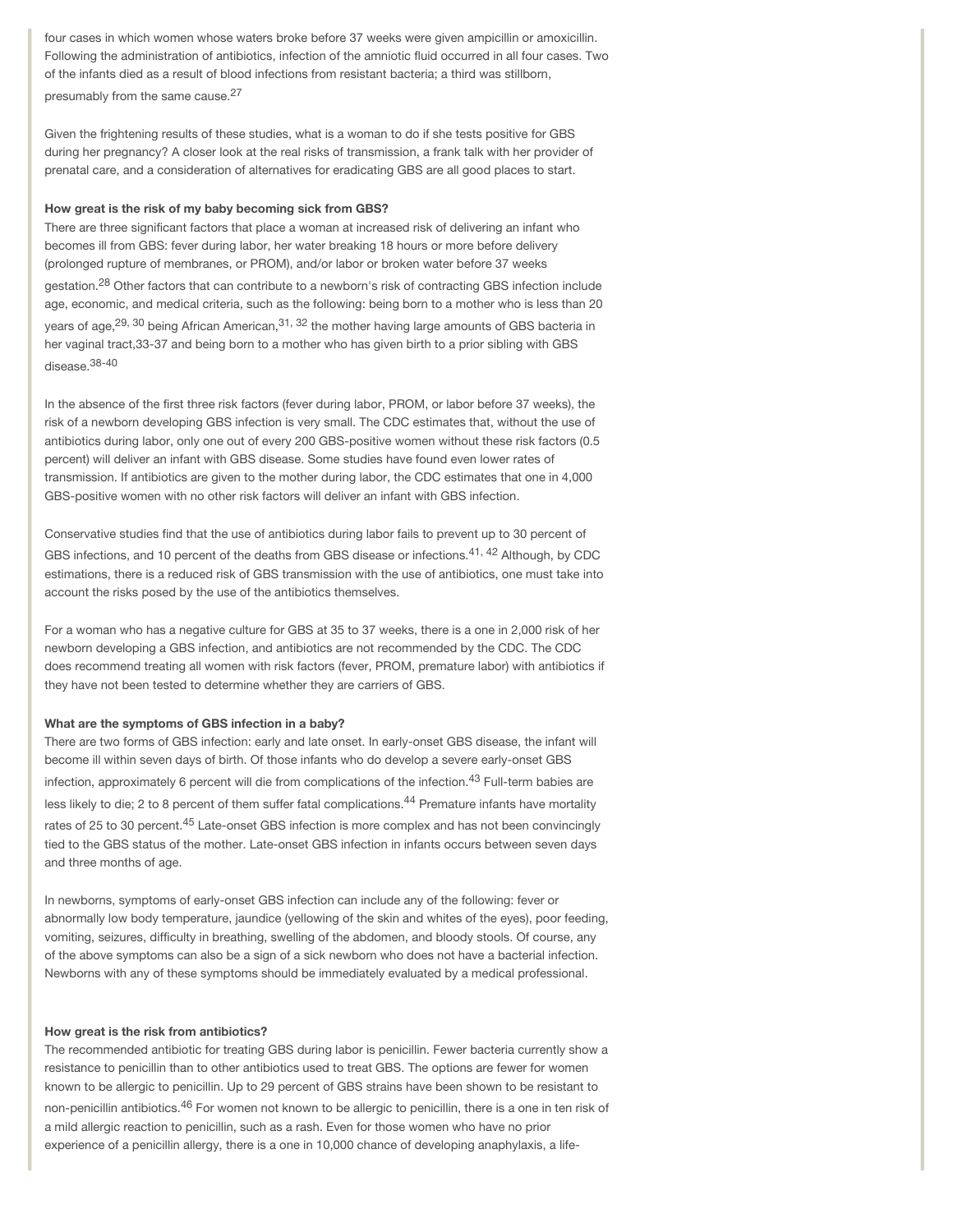four cases in which women whose waters broke before 37 weeks were given ampicillin or amoxicillin. Following the administration of antibiotics, infection of the amniotic fluid occurred in all four cases. Two of the infants died as a result of blood infections from resistant bacteria; a third was stillborn, presumably from the same cause.[27]

Given the frightening results of these studies, what is a woman to do if she tests positive for GBS during her pregnancy? A closer look at the real risks of transmission, a frank talk with her provider of prenatal care, and a consideration of alternatives for eradicating GBS are all good places to start.

**How great is the risk of my baby becoming sick from GBS?**

There are three significant factors that place a woman at increased risk of delivering an infant who becomes ill from GBS: fever during labor, her water breaking 18 hours or more before delivery (prolonged rupture of membranes, or PROM), and/or labor or broken water before 37 weeks gestation.[28] Other factors that can contribute to a newborn's risk of contracting GBS infection include age, economic, and medical criteria, such as the following: being born to a mother who is less than 20 years of age,[29, 30] being African American,[31, 32] the mother having large amounts of GBS bacteria in her vaginal tract,33-37 and being born to a mother who has given birth to a prior sibling with GBS disease.[38-40]

In the absence of the first three risk factors (fever during labor, PROM, or labor before 37 weeks), the risk of a newborn developing GBS infection is very small. The CDC estimates that, without the use of antibiotics during labor, only one out of every 200 GBS-positive women without these risk factors (0.5 percent) will deliver an infant with GBS disease. Some studies have found even lower rates of transmission. If antibiotics are given to the mother during labor, the CDC estimates that one in 4,000 GBS-positive women with no other risk factors will deliver an infant with GBS infection.

Conservative studies find that the use of antibiotics during labor fails to prevent up to 30 percent of GBS infections, and 10 percent of the deaths from GBS disease or infections.[41, 42] Although, by CDC estimations, there is a reduced risk of GBS transmission with the use of antibiotics, one must take into account the risks posed by the use of the antibiotics themselves.

For a woman who has a negative culture for GBS at 35 to 37 weeks, there is a one in 2,000 risk of her newborn developing a GBS infection, and antibiotics are not recommended by the CDC. The CDC does recommend treating all women with risk factors (fever, PROM, premature labor) with antibiotics if they have not been tested to determine whether they are carriers of GBS.

**What are the symptoms of GBS infection in a baby?**

There are two forms of GBS infection: early and late onset. In early-onset GBS disease, the infant will become ill within seven days of birth. Of those infants who do develop a severe early-onset GBS infection, approximately 6 percent will die from complications of the infection.[43] Full-term babies are less likely to die; 2 to 8 percent of them suffer fatal complications.[44] Premature infants have mortality rates of 25 to 30 percent.[45] Late-onset GBS infection is more complex and has not been convincingly tied to the GBS status of the mother. Late-onset GBS infection in infants occurs between seven days and three months of age.

In newborns, symptoms of early-onset GBS infection can include any of the following: fever or abnormally low body temperature, jaundice (yellowing of the skin and whites of the eyes), poor feeding, vomiting, seizures, difficulty in breathing, swelling of the abdomen, and bloody stools. Of course, any of the above symptoms can also be a sign of a sick newborn who does not have a bacterial infection. Newborns with any of these symptoms should be immediately evaluated by a medical professional.

**How great is the risk from antibiotics?**

The recommended antibiotic for treating GBS during labor is penicillin. Fewer bacteria currently show a resistance to penicillin than to other antibiotics used to treat GBS. The options are fewer for women known to be allergic to penicillin. Up to 29 percent of GBS strains have been shown to be resistant to non-penicillin antibiotics.[46] For women not known to be allergic to penicillin, there is a one in ten risk of a mild allergic reaction to penicillin, such as a rash. Even for those women who have no prior experience of a penicillin allergy, there is a one in 10,000 chance of developing anaphylaxis, a life-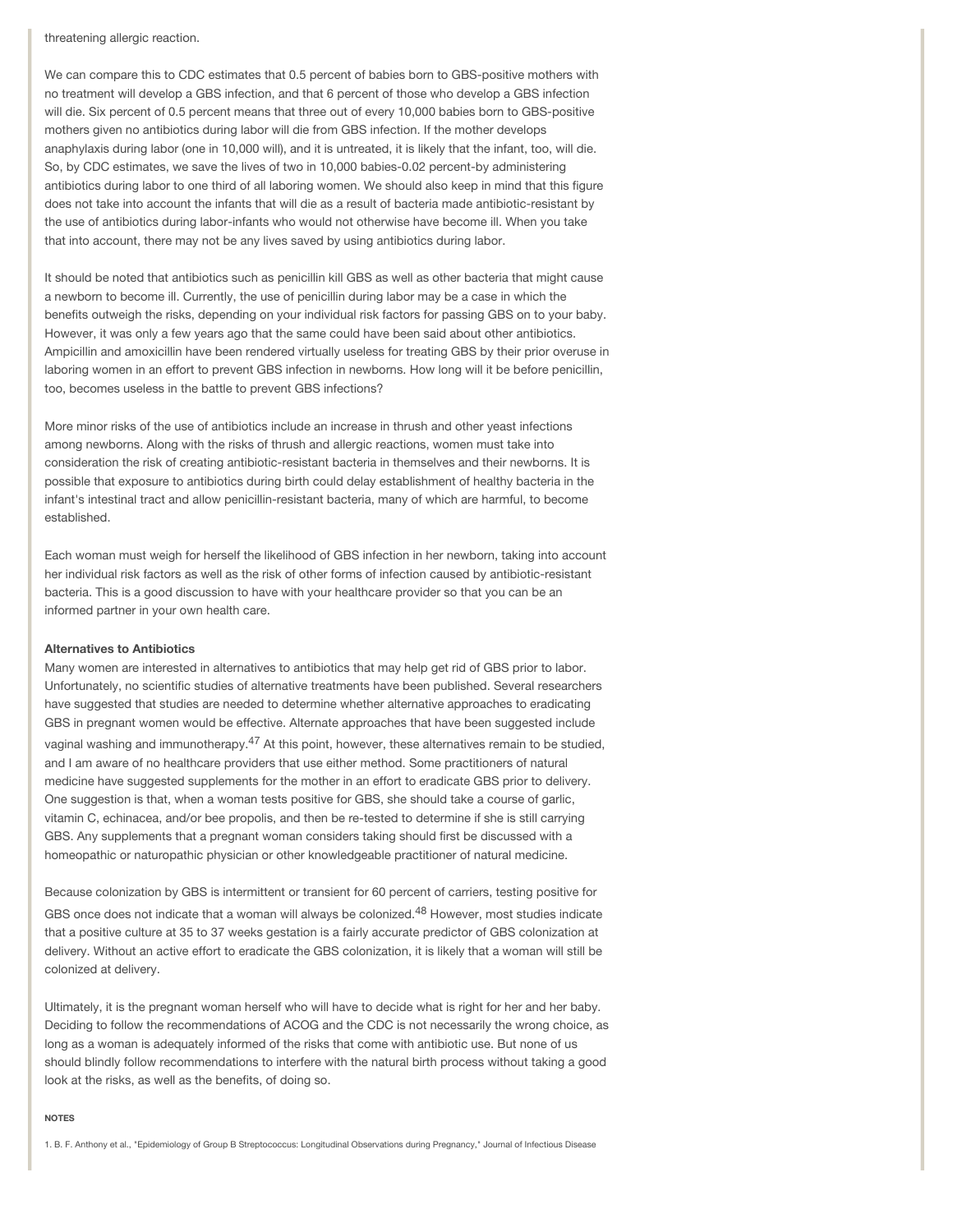threatening allergic reaction.

We can compare this to CDC estimates that 0.5 percent of babies born to GBS-positive mothers with no treatment will develop a GBS infection, and that 6 percent of those who develop a GBS infection will die. Six percent of 0.5 percent means that three out of every 10,000 babies born to GBS-positive mothers given no antibiotics during labor will die from GBS infection. If the mother develops anaphylaxis during labor (one in 10,000 will), and it is untreated, it is likely that the infant, too, will die. So, by CDC estimates, we save the lives of two in 10,000 babies-0.02 percent-by administering antibiotics during labor to one third of all laboring women. We should also keep in mind that this figure does not take into account the infants that will die as a result of bacteria made antibiotic-resistant by the use of antibiotics during labor-infants who would not otherwise have become ill. When you take that into account, there may not be any lives saved by using antibiotics during labor.

It should be noted that antibiotics such as penicillin kill GBS as well as other bacteria that might cause a newborn to become ill. Currently, the use of penicillin during labor may be a case in which the benefits outweigh the risks, depending on your individual risk factors for passing GBS on to your baby. However, it was only a few years ago that the same could have been said about other antibiotics. Ampicillin and amoxicillin have been rendered virtually useless for treating GBS by their prior overuse in laboring women in an effort to prevent GBS infection in newborns. How long will it be before penicillin, too, becomes useless in the battle to prevent GBS infections?

More minor risks of the use of antibiotics include an increase in thrush and other yeast infections among newborns. Along with the risks of thrush and allergic reactions, women must take into consideration the risk of creating antibiotic-resistant bacteria in themselves and their newborns. It is possible that exposure to antibiotics during birth could delay establishment of healthy bacteria in the infant's intestinal tract and allow penicillin-resistant bacteria, many of which are harmful, to become established.

Each woman must weigh for herself the likelihood of GBS infection in her newborn, taking into account her individual risk factors as well as the risk of other forms of infection caused by antibiotic-resistant bacteria. This is a good discussion to have with your healthcare provider so that you can be an informed partner in your own health care.

**Alternatives to Antibiotics**

Many women are interested in alternatives to antibiotics that may help get rid of GBS prior to labor. Unfortunately, no scientific studies of alternative treatments have been published. Several researchers have suggested that studies are needed to determine whether alternative approaches to eradicating GBS in pregnant women would be effective. Alternate approaches that have been suggested include vaginal washing and immunotherapy.[47] At this point, however, these alternatives remain to be studied, and I am aware of no healthcare providers that use either method. Some practitioners of natural medicine have suggested supplements for the mother in an effort to eradicate GBS prior to delivery. One suggestion is that, when a woman tests positive for GBS, she should take a course of garlic, vitamin C, echinacea, and/or bee propolis, and then be re-tested to determine if she is still carrying GBS. Any supplements that a pregnant woman considers taking should first be discussed with a homeopathic or naturopathic physician or other knowledgeable practitioner of natural medicine.

Because colonization by GBS is intermittent or transient for 60 percent of carriers, testing positive for GBS once does not indicate that a woman will always be colonized.[48] However, most studies indicate that a positive culture at 35 to 37 weeks gestation is a fairly accurate predictor of GBS colonization at delivery. Without an active effort to eradicate the GBS colonization, it is likely that a woman will still be colonized at delivery.

Ultimately, it is the pregnant woman herself who will have to decide what is right for her and her baby. Deciding to follow the recommendations of ACOG and the CDC is not necessarily the wrong choice, as long as a woman is adequately informed of the risks that come with antibiotic use. But none of us should blindly follow recommendations to interfere with the natural birth process without taking a good look at the risks, as well as the benefits, of doing so.

**NOTES**

1. B. F. Anthony et al., "Epidemiology of Group B Streptococcus: Longitudinal Observations during Pregnancy," Journal of Infectious Disease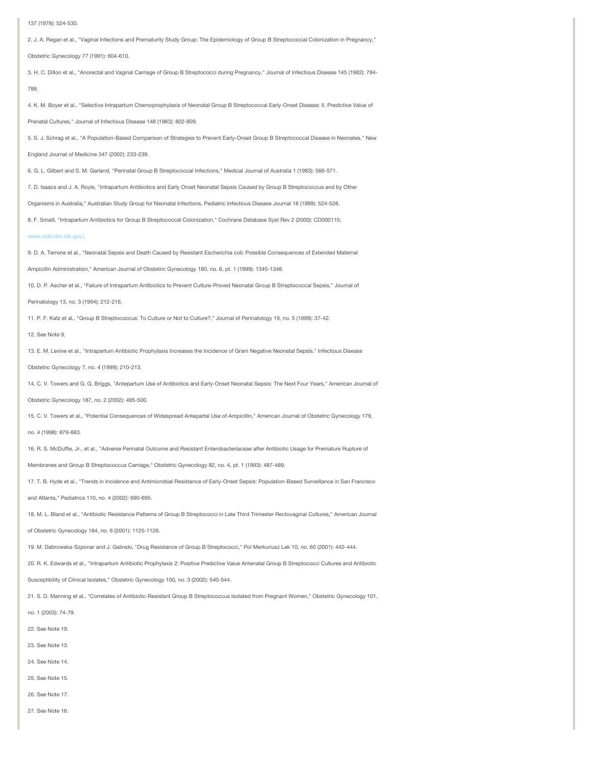137 (1978): 524-530.

2. J. A. Regan et al., "Vaginal Infections and Prematurity Study Group: The Epidemiology of Group B Streptococcal Colonization in Pregnancy," Obstetric Gynecology 77 (1991): 604-610.

3. H. C. Dillon et al., "Anorectal and Vaginal Carriage of Group B Streptococci during Pregnancy," Journal of Infectious Disease 145 (1982): 794-799.

4. K. M. Boyer et al., "Selective Intrapartum Chemoprophylaxis of Neonatal Group B Streptococcal Early-Onset Disease: II. Predictive Value of Prenatal Cultures," Journal of Infectious Disease 148 (1983): 802-809.

5. S. J. Schrag et al., "A Population-Based Comparison of Strategies to Prevent Early-Onset Group B Streptococcal Disease in Neonates," New England Journal of Medicine 347 (2002): 233-239.

6. G. L. Gilbert and S. M. Garland, "Perinatal Group B Streptococcal Infections," Medical Journal of Australia 1 (1983): 566-571.

7. D. Isaacs and J. A. Royle, "Intrapartum Antibiotics and Early Onset Neonatal Sepsis Caused by Group B Streptococcus and by Other Organisms in Australia," Australian Study Group for Neonatal Infections, Pediatric Infectious Disease Journal 18 (1999): 524-528.

8. F. Smaill, "Intrapartum Antibiotics for Group B Streptococcal Colonization," Cochrane Database Syst Rev 2 (2000): CD000115; www.ncbi.nlm.nih.gov/.

9. D. A. Terrone et al., "Neonatal Sepsis and Death Caused by Resistant Escherichia coli: Possible Consequences of Extended Maternal Ampicillin Administration," American Journal of Obstetric Gynecology 180, no. 6, pt. 1 (1999): 1345-1348.

10. D. P. Ascher et al., "Failure of Intrapartum Antibiotics to Prevent Culture-Proved Neonatal Group B Streptococcal Sepsis," Journal of Perinatology 13, no. 3 (1994): 212-216.

11. P. F. Katz et al., "Group B Streptococcus: To Culture or Not to Culture?," Journal of Perinatology 19, no. 5 (1999): 37-42.

12. See Note 9.

13. E. M. Levine et al., "Intrapartum Antibiotic Prophylaxis Increases the Incidence of Gram Negative Neonatal Sepsis," Infectious Disease Obstetric Gynecology 7, no. 4 (1999): 210-213.

14. C. V. Towers and G. G. Briggs, "Antepartum Use of Antibiotics and Early-Onset Neonatal Sepsis: The Next Four Years," American Journal of Obstetric Gynecology 187, no. 2 (2002): 495-500.

15. C. V. Towers et al., "Potential Consequences of Widespread Antepartal Use of Ampicillin," American Journal of Obstetric Gynecology 179, no. 4 (1998): 879-883.

16. R. S. McDuffie, Jr., et al., "Adverse Perinatal Outcome and Resistant Enterobacteriaceae after Antibiotic Usage for Premature Rupture of Membranes and Group B Streptococcus Carriage," Obstetric Gynecology 82, no. 4, pt. 1 (1993): 487-489.

17. T. B. Hyde et al., "Trends in Incidence and Antimicrobial Resistance of Early-Onset Sepsis: Population-Based Surveillance in San Francisco and Atlanta," Pediatrics 110, no. 4 (2002): 690-695.

18. M. L. Bland et al., "Antibiotic Resistance Patterns of Group B Streptococci in Late Third Trimester Rectovaginal Cultures," American Journal of Obstetric Gynecology 184, no. 6 (2001): 1125-1126.

19. M. Dabrowska-Szponar and J. Galinski, "Drug Resistance of Group B Streptococci," Pol Merkuriusz Lek 10, no. 60 (2001): 442-444.

20. R. K. Edwards et al., "Intrapartum Antibiotic Prophylaxis 2: Positive Predictive Value Antenatal Group B Streptococci Cultures and Antibiotic Susceptibility of Clinical Isolates," Obstetric Gynecology 100, no. 3 (2002): 540-544.

21. S. D. Manning et al., "Correlates of Antibiotic-Resistant Group B Streptococcus Isolated from Pregnant Women," Obstetric Gynecology 101, no. 1 (2003): 74-79.

22. See Note 19.

23. See Note 13.

24. See Note 14.

25. See Note 15.

26. See Note 17.

27. See Note 16.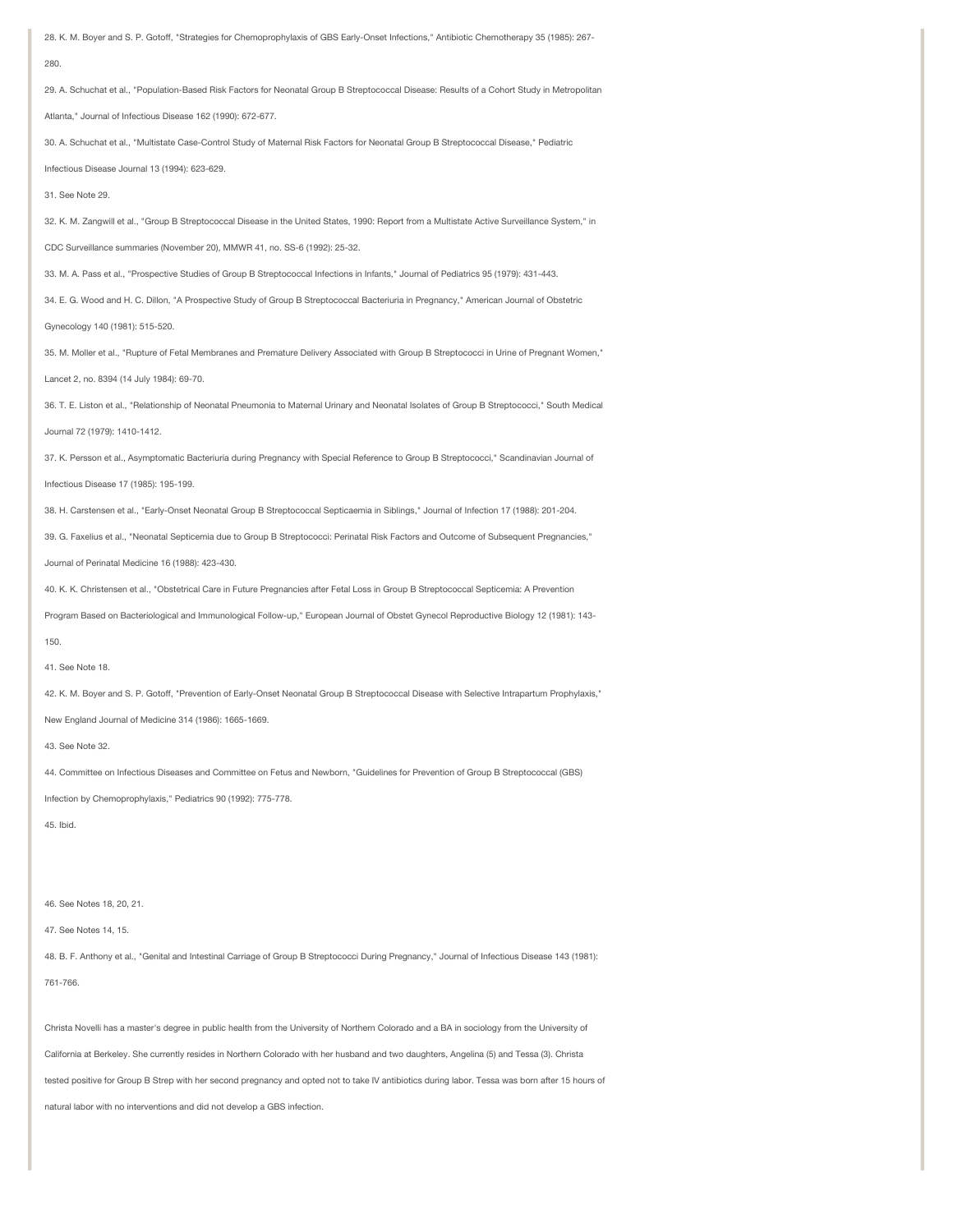28. K. M. Boyer and S. P. Gotoff, "Strategies for Chemoprophylaxis of GBS Early-Onset Infections," Antibiotic Chemotherapy 35 (1985): 267-280.

29. A. Schuchat et al., "Population-Based Risk Factors for Neonatal Group B Streptococcal Disease: Results of a Cohort Study in Metropolitan Atlanta," Journal of Infectious Disease 162 (1990): 672-677.

30. A. Schuchat et al., "Multistate Case-Control Study of Maternal Risk Factors for Neonatal Group B Streptococcal Disease," Pediatric Infectious Disease Journal 13 (1994): 623-629.

31. See Note 29.

32. K. M. Zangwill et al., "Group B Streptococcal Disease in the United States, 1990: Report from a Multistate Active Surveillance System," in CDC Surveillance summaries (November 20), MMWR 41, no. SS-6 (1992): 25-32.

33. M. A. Pass et al., "Prospective Studies of Group B Streptococcal Infections in Infants," Journal of Pediatrics 95 (1979): 431-443.

34. E. G. Wood and H. C. Dillon, "A Prospective Study of Group B Streptococcal Bacteriuria in Pregnancy," American Journal of Obstetric Gynecology 140 (1981): 515-520.

35. M. Moller et al., "Rupture of Fetal Membranes and Premature Delivery Associated with Group B Streptococci in Urine of Pregnant Women," Lancet 2, no. 8394 (14 July 1984): 69-70.

36. T. E. Liston et al., "Relationship of Neonatal Pneumonia to Maternal Urinary and Neonatal Isolates of Group B Streptococci," South Medical Journal 72 (1979): 1410-1412.

37. K. Persson et al., Asymptomatic Bacteriuria during Pregnancy with Special Reference to Group B Streptococci," Scandinavian Journal of Infectious Disease 17 (1985): 195-199.

38. H. Carstensen et al., "Early-Onset Neonatal Group B Streptococcal Septicaemia in Siblings," Journal of Infection 17 (1988): 201-204.

39. G. Faxelius et al., "Neonatal Septicemia due to Group B Streptococci: Perinatal Risk Factors and Outcome of Subsequent Pregnancies," Journal of Perinatal Medicine 16 (1988): 423-430.

40. K. K. Christensen et al., "Obstetrical Care in Future Pregnancies after Fetal Loss in Group B Streptococcal Septicemia: A Prevention Program Based on Bacteriological and Immunological Follow-up," European Journal of Obstet Gynecol Reproductive Biology 12 (1981): 143-150.

41. See Note 18.

42. K. M. Boyer and S. P. Gotoff, "Prevention of Early-Onset Neonatal Group B Streptococcal Disease with Selective Intrapartum Prophylaxis," New England Journal of Medicine 314 (1986): 1665-1669.

43. See Note 32.

44. Committee on Infectious Diseases and Committee on Fetus and Newborn, "Guidelines for Prevention of Group B Streptococcal (GBS) Infection by Chemoprophylaxis," Pediatrics 90 (1992): 775-778.

45. Ibid.

46. See Notes 18, 20, 21.

47. See Notes 14, 15.

48. B. F. Anthony et al., "Genital and Intestinal Carriage of Group B Streptococci During Pregnancy," Journal of Infectious Disease 143 (1981): 761-766.

Christa Novelli has a master's degree in public health from the University of Northern Colorado and a BA in sociology from the University of California at Berkeley. She currently resides in Northern Colorado with her husband and two daughters, Angelina (5) and Tessa (3). Christa tested positive for Group B Strep with her second pregnancy and opted not to take IV antibiotics during labor. Tessa was born after 15 hours of natural labor with no interventions and did not develop a GBS infection.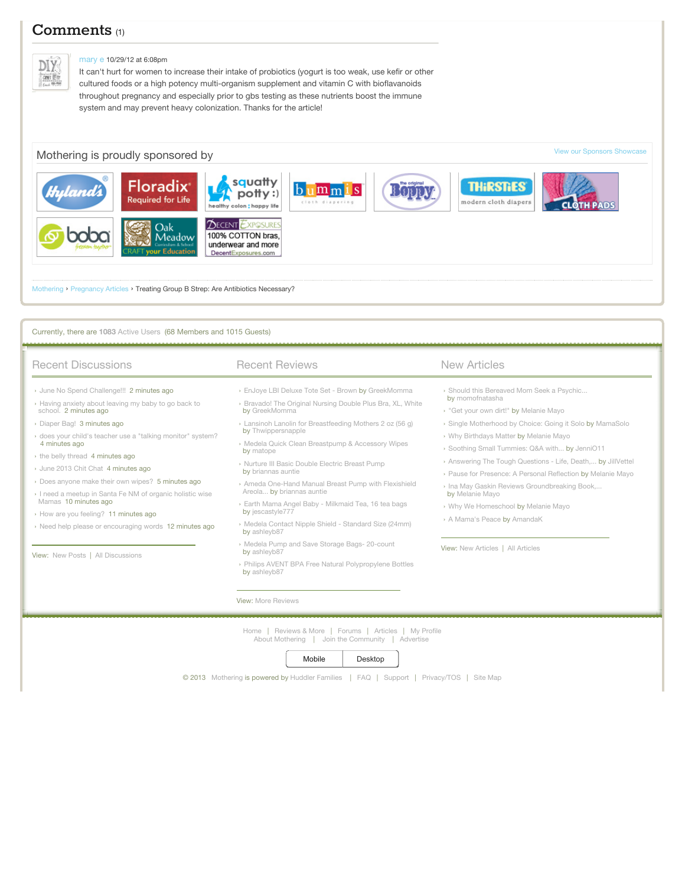## Comments (1)

mary e 10/29/12 at 6:08pm

It can't hurt for women to increase their intake of probiotics (yogurt is too weak, use kefir or other cultured foods or a high potency multi-organism supplement and vitamin C with bioflavanoids throughout pregnancy and especially prior to gbs testing as these nutrients boost the immune system and may prevent heavy colonization. Thanks for the article!

Mothering is proudly sponsored by

View our Sponsors Showcase

Hyland's | Floradix Required for Life | squatty potty :) healthy colon : happy life | bummis cloth diapering | The original Boppy | THiRSTiES modern cloth diapers | CLOTH PADS | boba freedom together | Oak Meadow Curriculum & School CRAFT your Education | DECENT EXPOSURES 100% COTTON bras, underwear and more DecentExposures.com

Mothering › Pregnancy Articles › Treating Group B Strep: Are Antibiotics Necessary?

Currently, there are 1083 Active Users (68 Members and 1015 Guests)

### Recent Discussions

- June No Spend Challenge!!! 2 minutes ago
- Having anxiety about leaving my baby to go back to school. 2 minutes ago
- Diaper Bag! 3 minutes ago
- does your child's teacher use a "talking monitor" system? 4 minutes ago
- the belly thread 4 minutes ago
- June 2013 Chit Chat 4 minutes ago
- Does anyone make their own wipes? 5 minutes ago
- I need a meetup in Santa Fe NM of organic holistic wise Mamas 10 minutes ago
- How are you feeling? 11 minutes ago
- Need help please or encouraging words 12 minutes ago

View: New Posts | All Discussions

### Recent Reviews

- EnJoye LBI Deluxe Tote Set - Brown by GreekMomma
- Bravado! The Original Nursing Double Plus Bra, XL, White by GreekMomma
- Lansinoh Lanolin for Breastfeeding Mothers 2 oz (56 g) by Thwippersnapple
- Medela Quick Clean Breastpump & Accessory Wipes by matope
- Nurture III Basic Double Electric Breast Pump by briannas auntie
- Ameda One-Hand Manual Breast Pump with Flexishield Areola... by briannas auntie
- Earth Mama Angel Baby - Milkmaid Tea, 16 tea bags by jescastyle777
- Medela Contact Nipple Shield - Standard Size (24mm) by ashleyb87
- Medela Pump and Save Storage Bags- 20-count by ashleyb87
- Philips AVENT BPA Free Natural Polypropylene Bottles by ashleyb87

View: More Reviews

### New Articles

- Should this Bereaved Mom Seek a Psychic... by momofnatasha
- "Get your own dirt!" by Melanie Mayo
- Single Motherhood by Choice: Going it Solo by MamaSolo
- Why Birthdays Matter by Melanie Mayo
- Soothing Small Tummies: Q&A with... by JenniO11
- Answering The Tough Questions - Life, Death,... by JillVettel
- Pause for Presence: A Personal Reflection by Melanie Mayo
- Ina May Gaskin Reviews Groundbreaking Book,... by Melanie Mayo
- Why We Homeschool by Melanie Mayo
- A Mama's Peace by AmandaK

View: New Articles | All Articles

Home | Reviews & More | Forums | Articles | My Profile
About Mothering | Join the Community | Advertise

Mobile | Desktop

© 2013 Mothering is powered by Huddler Families | FAQ | Support | Privacy/TOS | Site Map